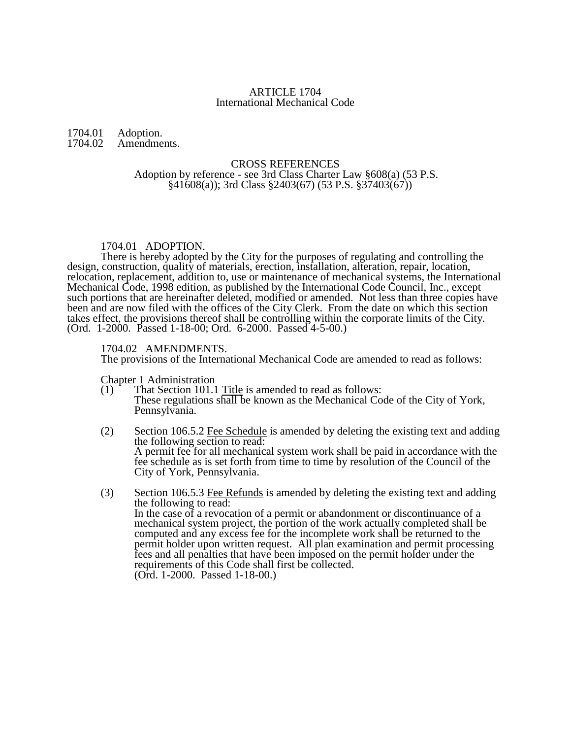# ARTICLE 1704
## International Mechanical Code

1704.01 Adoption.
1704.02 Amendments.

CROSS REFERENCES
Adoption by reference - see 3rd Class Charter Law §608(a) (53 P.S. §41608(a)); 3rd Class §2403(67) (53 P.S. §37403(67))

### 1704.01 ADOPTION.

There is hereby adopted by the City for the purposes of regulating and controlling the design, construction, quality of materials, erection, installation, alteration, repair, location, relocation, replacement, addition to, use or maintenance of mechanical systems, the International Mechanical Code, 1998 edition, as published by the International Code Council, Inc., except such portions that are hereinafter deleted, modified or amended. Not less than three copies have been and are now filed with the offices of the City Clerk. From the date on which this section takes effect, the provisions thereof shall be controlling within the corporate limits of the City.
(Ord. 1-2000. Passed 1-18-00; Ord. 6-2000. Passed 4-5-00.)

### 1704.02 AMENDMENTS.

The provisions of the International Mechanical Code are amended to read as follows:

Chapter 1 Administration

(1) That Section 101.1 Title is amended to read as follows:
These regulations shall be known as the Mechanical Code of the City of York, Pennsylvania.

(2) Section 106.5.2 Fee Schedule is amended by deleting the existing text and adding the following section to read:
A permit fee for all mechanical system work shall be paid in accordance with the fee schedule as is set forth from time to time by resolution of the Council of the City of York, Pennsylvania.

(3) Section 106.5.3 Fee Refunds is amended by deleting the existing text and adding the following to read:
In the case of a revocation of a permit or abandonment or discontinuance of a mechanical system project, the portion of the work actually completed shall be computed and any excess fee for the incomplete work shall be returned to the permit holder upon written request. All plan examination and permit processing fees and all penalties that have been imposed on the permit holder under the requirements of this Code shall first be collected.
(Ord. 1-2000. Passed 1-18-00.)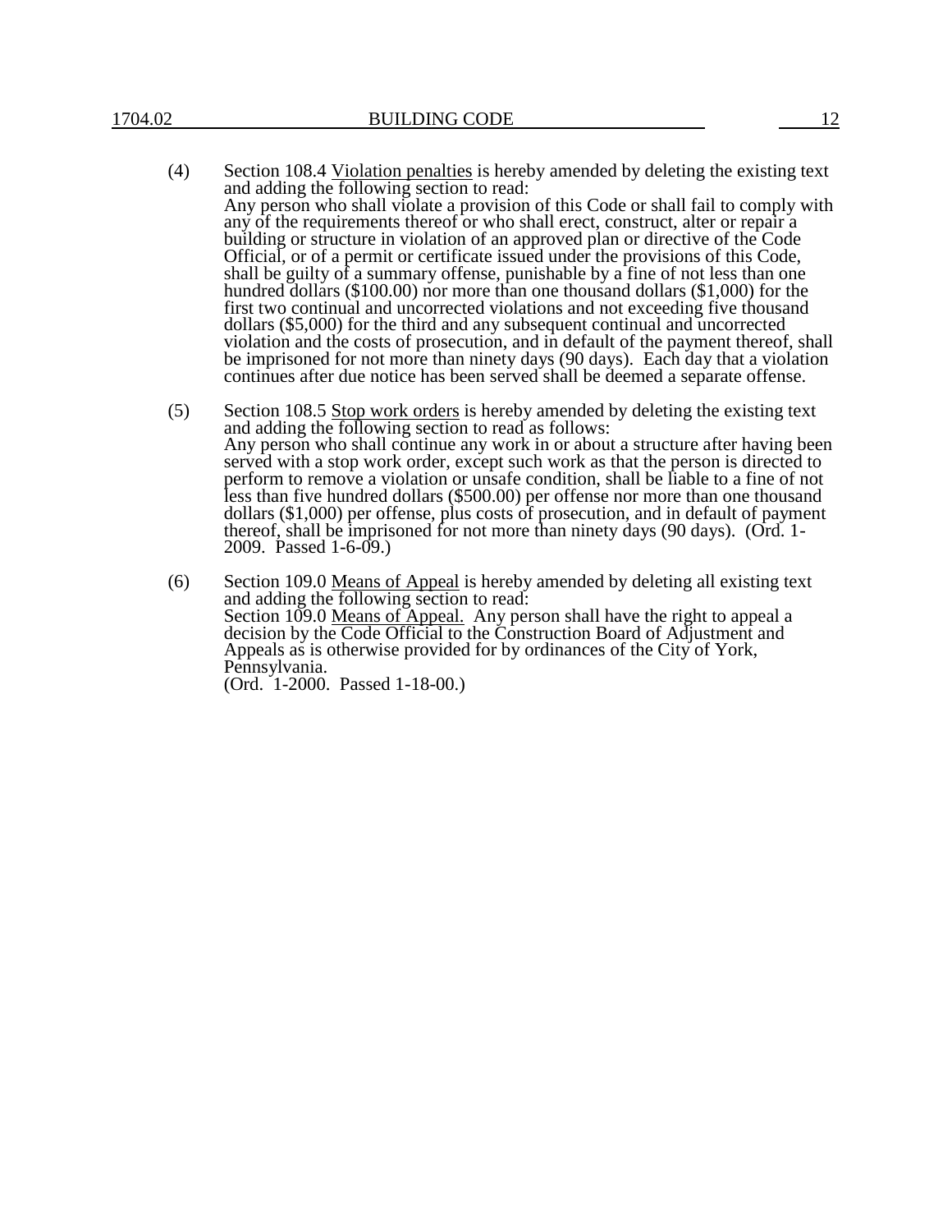(4) Section 108.4 Violation penalties is hereby amended by deleting the existing text and adding the following section to read:
Any person who shall violate a provision of this Code or shall fail to comply with any of the requirements thereof or who shall erect, construct, alter or repair a building or structure in violation of an approved plan or directive of the Code Official, or of a permit or certificate issued under the provisions of this Code, shall be guilty of a summary offense, punishable by a fine of not less than one hundred dollars ($100.00) nor more than one thousand dollars ($1,000) for the first two continual and uncorrected violations and not exceeding five thousand dollars ($5,000) for the third and any subsequent continual and uncorrected violation and the costs of prosecution, and in default of the payment thereof, shall be imprisoned for not more than ninety days (90 days). Each day that a violation continues after due notice has been served shall be deemed a separate offense.

(5) Section 108.5 Stop work orders is hereby amended by deleting the existing text and adding the following section to read as follows:
Any person who shall continue any work in or about a structure after having been served with a stop work order, except such work as that the person is directed to perform to remove a violation or unsafe condition, shall be liable to a fine of not less than five hundred dollars ($500.00) per offense nor more than one thousand dollars ($1,000) per offense, plus costs of prosecution, and in default of payment thereof, shall be imprisoned for not more than ninety days (90 days). (Ord. 1-2009. Passed 1-6-09.)

(6) Section 109.0 Means of Appeal is hereby amended by deleting all existing text and adding the following section to read:
Section 109.0 Means of Appeal. Any person shall have the right to appeal a decision by the Code Official to the Construction Board of Adjustment and Appeals as is otherwise provided for by ordinances of the City of York, Pennsylvania.
(Ord. 1-2000. Passed 1-18-00.)